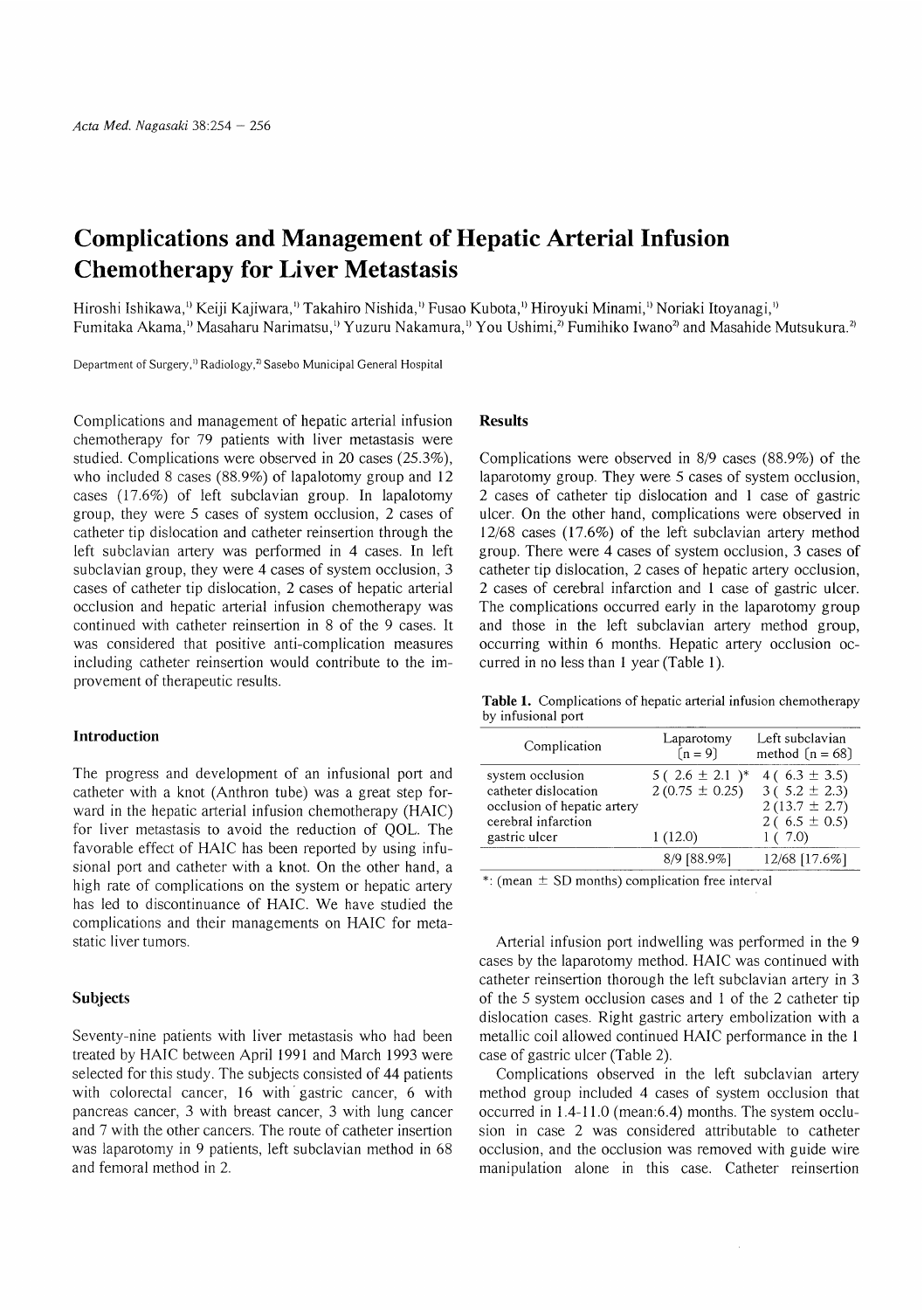# Complications and Management of Hepatic Arterial Infusion Chemotherapy for Liver Metastasis

Hiroshi Ishikawa,[1] Keiji Kajiwara,[1] Takahiro Nishida,[1] Fusao Kubota,[1] Hiroyuki Minami,[1] Noriaki Itoyanagi,[1] Fumitaka Akama,[1] Masaharu Narimatsu,[1] Yuzuru Nakamura,[1] You Ushimi,[2] Fumihiko Iwano[2] and Masahide Mutsukura.[2]

Department of Surgery,[1] Radiology,[2] Sasebo Municipal General Hospital

Complications and management of hepatic arterial infusion chemotherapy for 79 patients with liver metastasis were studied. Complications were observed in 20 cases (25.3%), who included 8 cases (88.9%) of lapalotomy group and 12 cases (17.6%) of left subclavian group. In lapalotomy group, they were 5 cases of system occlusion, 2 cases of catheter tip dislocation and catheter reinsertion through the left subclavian artery was performed in 4 cases. In left subclavian group, they were 4 cases of system occlusion, 3 cases of catheter tip dislocation, 2 cases of hepatic arterial occlusion and hepatic arterial infusion chemotherapy was continued with catheter reinsertion in 8 of the 9 cases. It was considered that positive anti-complication measures including catheter reinsertion would contribute to the improvement of therapeutic results.

## Introduction

The progress and development of an infusional port and catheter with a knot (Anthron tube) was a great step forward in the hepatic arterial infusion chemotherapy (HAIC) for liver metastasis to avoid the reduction of QOL. The favorable effect of HAIC has been reported by using infusional port and catheter with a knot. On the other hand, a high rate of complications on the system or hepatic artery has led to discontinuance of HAIC. We have studied the complications and their managements on HAIC for metastatic liver tumors.

## Subjects

Seventy-nine patients with liver metastasis who had been treated by HAIC between April 1991 and March 1993 were selected for this study. The subjects consisted of 44 patients with colorectal cancer, 16 with gastric cancer, 6 with pancreas cancer, 3 with breast cancer, 3 with lung cancer and 7 with the other cancers. The route of catheter insertion was laparotomy in 9 patients, left subclavian method in 68 and femoral method in 2.

## Results

Complications were observed in 8/9 cases (88.9%) of the laparotomy group. They were 5 cases of system occlusion, 2 cases of catheter tip dislocation and 1 case of gastric ulcer. On the other hand, complications were observed in 12/68 cases (17.6%) of the left subclavian artery method group. There were 4 cases of system occlusion, 3 cases of catheter tip dislocation, 2 cases of hepatic artery occlusion, 2 cases of cerebral infarction and 1 case of gastric ulcer. The complications occurred early in the laparotomy group and those in the left subclavian artery method group, occurring within 6 months. Hepatic artery occlusion occurred in no less than 1 year (Table 1).

**Table 1.** Complications of hepatic arterial infusion chemotherapy by infusional port

| Complication | Laparotomy [n = 9] | Left subclavian method [n = 68] |
|---|---|---|
| system occlusion | 5 ( 2.6 ± 2.1 )* | 4 ( 6.3 ± 3.5) |
| catheter dislocation | 2 (0.75 ± 0.25) | 3 ( 5.2 ± 2.3) |
| occlusion of hepatic artery | | 2 (13.7 ± 2.7) |
| cerebral infarction | | 2 ( 6.5 ± 0.5) |
| gastric ulcer | 1 (12.0) | 1 ( 7.0) |
| | 8/9 [88.9%] | 12/68 [17.6%] |

*: (mean ± SD months) complication free interval

Arterial infusion port indwelling was performed in the 9 cases by the laparotomy method. HAIC was continued with catheter reinsertion thorough the left subclavian artery in 3 of the 5 system occlusion cases and 1 of the 2 catheter tip dislocation cases. Right gastric artery embolization with a metallic coil allowed continued HAIC performance in the 1 case of gastric ulcer (Table 2).

Complications observed in the left subclavian artery method group included 4 cases of system occlusion that occurred in 1.4-11.0 (mean:6.4) months. The system occlusion in case 2 was considered attributable to catheter occlusion, and the occlusion was removed with guide wire manipulation alone in this case. Catheter reinsertion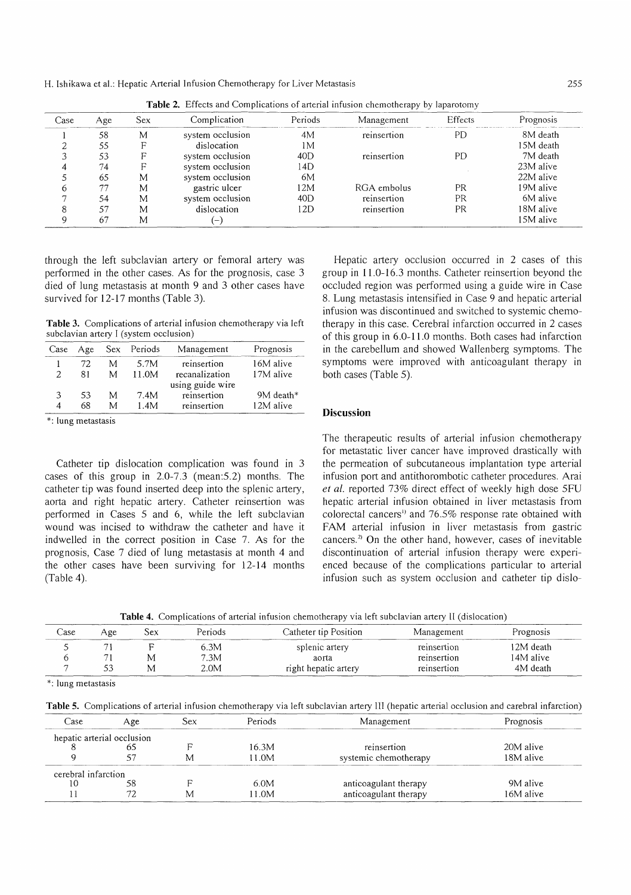**Table 2.** Effects and Complications of arterial infusion chemotherapy by laparotomy

| Case | Age | Sex | Complication | Periods | Management | Effects | Prognosis |
|---|---|---|---|---|---|---|---|
| 1 | 58 | M | system occlusion | 4M | reinsertion | PD | 8M death |
| 2 | 55 | F | dislocation | 1M | | | 15M death |
| 3 | 53 | F | system occlusion | 40D | reinsertion | PD | 7M death |
| 4 | 74 | F | system occlusion | 14D | | | 23M alive |
| 5 | 65 | M | system occlusion | 6M | | | 22M alive |
| 6 | 77 | M | gastric ulcer | 12M | RGA embolus | PR | 19M alive |
| 7 | 54 | M | system occlusion | 40D | reinsertion | PR | 6M alive |
| 8 | 57 | M | dislocation | 12D | reinsertion | PR | 18M alive |
| 9 | 67 | M | (–) | | | | 15M alive |

through the left subclavian artery or femoral artery was performed in the other cases. As for the prognosis, case 3 died of lung metastasis at month 9 and 3 other cases have survived for 12-17 months (Table 3).

**Table 3.** Complications of arterial infusion chemotherapy via left subclavian artery I (system occlusion)

| Case | Age | Sex | Periods | Management | Prognosis |
|---|---|---|---|---|---|
| 1 | 72 | M | 5.7M | reinsertion | 16M alive |
| 2 | 81 | M | 11.0M | recanalization using guide wire | 17M alive |
| 3 | 53 | M | 7.4M | reinsertion | 9M death* |
| 4 | 68 | M | 1.4M | reinsertion | 12M alive |

*: lung metastasis

Catheter tip dislocation complication was found in 3 cases of this group in 2.0-7.3 (mean:5.2) months. The catheter tip was found inserted deep into the splenic artery, aorta and right hepatic artery. Catheter reinsertion was performed in Cases 5 and 6, while the left subclavian wound was incised to withdraw the catheter and have it indwelled in the correct position in Case 7. As for the prognosis, Case 7 died of lung metastasis at month 4 and the other cases have been surviving for 12-14 months (Table 4).

Hepatic artery occlusion occurred in 2 cases of this group in 11.0-16.3 months. Catheter reinsertion beyond the occluded region was performed using a guide wire in Case 8. Lung metastasis intensified in Case 9 and hepatic arterial infusion was discontinued and switched to systemic chemotherapy in this case. Cerebral infarction occurred in 2 cases of this group in 6.0-11.0 months. Both cases had infarction in the carebellum and showed Wallenberg symptoms. The symptoms were improved with anticoagulant therapy in both cases (Table 5).

## Discussion

The therapeutic results of arterial infusion chemotherapy for metastatic liver cancer have improved drastically with the permeation of subcutaneous implantation type arterial infusion port and antithorombotic catheter procedures. Arai *et al.* reported 73% direct effect of weekly high dose 5FU hepatic arterial infusion obtained in liver metastasis from colorectal cancers[1] and 76.5% response rate obtained with FAM arterial infusion in liver metastasis from gastric cancers.[2] On the other hand, however, cases of inevitable discontinuation of arterial infusion therapy were experienced because of the complications particular to arterial infusion such as system occlusion and catheter tip dislo-

**Table 4.** Complications of arterial infusion chemotherapy via left subclavian artery II (dislocation)

| Case | Age | Sex | Periods | Catheter tip Position | Management | Prognosis |
|---|---|---|---|---|---|---|
| 5 | 71 | F | 6.3M | splenic artery | reinsertion | 12M death |
| 6 | 71 | M | 7.3M | aorta | reinsertion | 14M alive |
| 7 | 53 | M | 2.0M | right hepatic artery | reinsertion | 4M death |

*: lung metastasis

**Table 5.** Complications of arterial infusion chemotherapy via left subclavian artery III (hepatic arterial occlusion and carebral infarction)

| Case | Age | Sex | Periods | Management | Prognosis |
|---|---|---|---|---|---|
| hepatic arterial occlusion | | | | | |
| 8 | 65 | F | 16.3M | reinsertion | 20M alive |
| 9 | 57 | M | 11.0M | systemic chemotherapy | 18M alive |
| cerebral infarction | | | | | |
| 10 | 58 | F | 6.0M | anticoagulant therapy | 9M alive |
| 11 | 72 | M | 11.0M | anticoagulant therapy | 16M alive |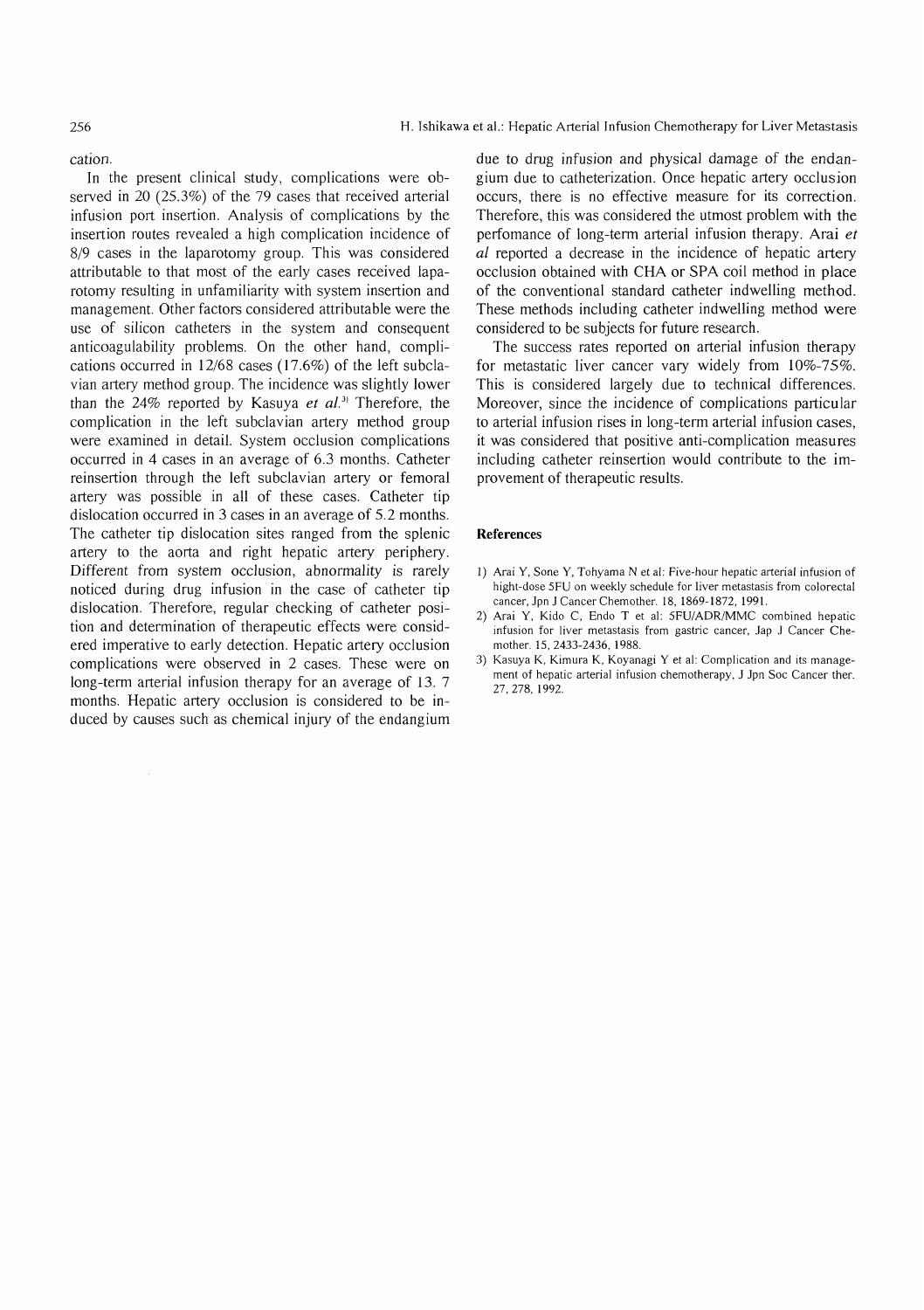cation.

In the present clinical study, complications were observed in 20 (25.3%) of the 79 cases that received arterial infusion port insertion. Analysis of complications by the insertion routes revealed a high complication incidence of 8/9 cases in the laparotomy group. This was considered attributable to that most of the early cases received laparotomy resulting in unfamiliarity with system insertion and management. Other factors considered attributable were the use of silicon catheters in the system and consequent anticoagulability problems. On the other hand, complications occurred in 12/68 cases (17.6%) of the left subclavian artery method group. The incidence was slightly lower than the 24% reported by Kasuya *et al.*[3] Therefore, the complication in the left subclavian artery method group were examined in detail. System occlusion complications occurred in 4 cases in an average of 6.3 months. Catheter reinsertion through the left subclavian artery or femoral artery was possible in all of these cases. Catheter tip dislocation occurred in 3 cases in an average of 5.2 months. The catheter tip dislocation sites ranged from the splenic artery to the aorta and right hepatic artery periphery. Different from system occlusion, abnormality is rarely noticed during drug infusion in the case of catheter tip dislocation. Therefore, regular checking of catheter position and determination of therapeutic effects were considered imperative to early detection. Hepatic artery occlusion complications were observed in 2 cases. These were on long-term arterial infusion therapy for an average of 13. 7 months. Hepatic artery occlusion is considered to be induced by causes such as chemical injury of the endangium due to drug infusion and physical damage of the endangium due to catheterization. Once hepatic artery occlusion occurs, there is no effective measure for its correction. Therefore, this was considered the utmost problem with the perfomance of long-term arterial infusion therapy. Arai *et al* reported a decrease in the incidence of hepatic artery occlusion obtained with CHA or SPA coil method in place of the conventional standard catheter indwelling method. These methods including catheter indwelling method were considered to be subjects for future research.

The success rates reported on arterial infusion therapy for metastatic liver cancer vary widely from 10%-75%. This is considered largely due to technical differences. Moreover, since the incidence of complications particular to arterial infusion rises in long-term arterial infusion cases, it was considered that positive anti-complication measures including catheter reinsertion would contribute to the improvement of therapeutic results.

## References

1) Arai Y, Sone Y, Tohyama N et al: Five-hour hepatic arterial infusion of hight-dose 5FU on weekly schedule for liver metastasis from colorectal cancer, Jpn J Cancer Chemother. 18, 1869-1872, 1991.
2) Arai Y, Kido C, Endo T et al: 5FU/ADR/MMC combined hepatic infusion for liver metastasis from gastric cancer, Jap J Cancer Chemother. 15, 2433-2436, 1988.
3) Kasuya K, Kimura K, Koyanagi Y et al: Complication and its management of hepatic arterial infusion chemotherapy, J Jpn Soc Cancer ther. 27, 278, 1992.